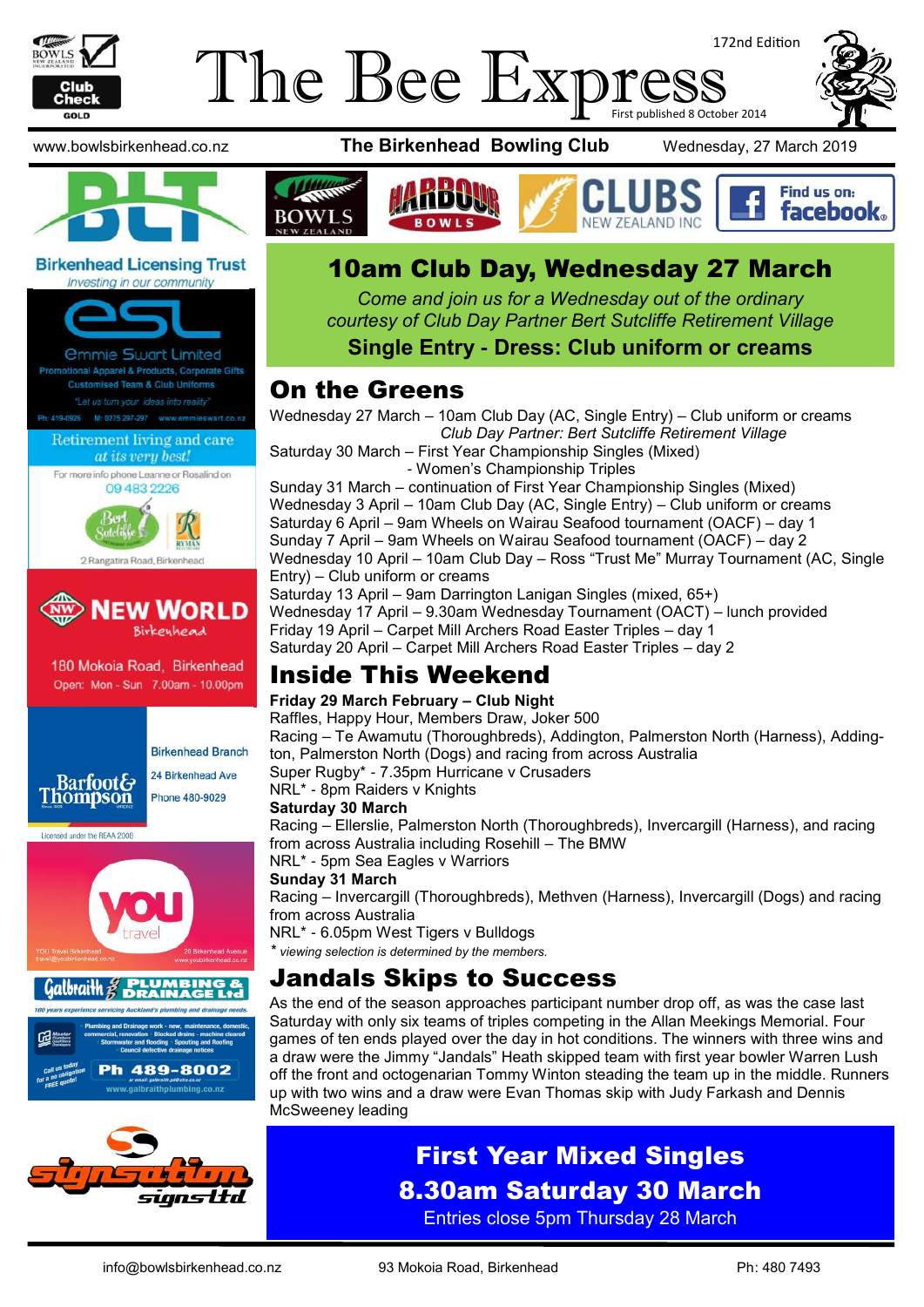# The Bee Express

172nd Edition

First published 8 October 2014

www.bowlsbirkenhead.co.nz **The Birkenhead Bowling Club** Wednesday, 27 March 2019

## 10am Club Day, Wednesday 27 March

*Come and join us for a Wednesday out of the ordinary courtesy of Club Day Partner Bert Sutcliffe Retirement Village*

**Single Entry - Dress: Club uniform or creams**

## On the Greens

Wednesday 27 March – 10am Club Day (AC, Single Entry) – Club uniform or creams
*Club Day Partner: Bert Sutcliffe Retirement Village*
Saturday 30 March – First Year Championship Singles (Mixed)
- Women's Championship Triples

Sunday 31 March – continuation of First Year Championship Singles (Mixed)
Wednesday 3 April – 10am Club Day (AC, Single Entry) – Club uniform or creams
Saturday 6 April – 9am Wheels on Wairau Seafood tournament (OACF) – day 1
Sunday 7 April – 9am Wheels on Wairau Seafood tournament (OACF) – day 2
Wednesday 10 April – 10am Club Day – Ross "Trust Me" Murray Tournament (AC, Single Entry) – Club uniform or creams
Saturday 13 April – 9am Darrington Lanigan Singles (mixed, 65+)
Wednesday 17 April – 9.30am Wednesday Tournament (OACT) – lunch provided
Friday 19 April – Carpet Mill Archers Road Easter Triples – day 1
Saturday 20 April – Carpet Mill Archers Road Easter Triples – day 2

## Inside This Weekend

**Friday 29 March February – Club Night**
Raffles, Happy Hour, Members Draw, Joker 500
Racing – Te Awamutu (Thoroughbreds), Addington, Palmerston North (Harness), Addington, Palmerston North (Dogs) and racing from across Australia
Super Rugby* - 7.35pm Hurricane v Crusaders
NRL* - 8pm Raiders v Knights

**Saturday 30 March**
Racing – Ellerslie, Palmerston North (Thoroughbreds), Invercargill (Harness), and racing from across Australia including Rosehill – The BMW
NRL* - 5pm Sea Eagles v Warriors

**Sunday 31 March**
Racing – Invercargill (Thoroughbreds), Methven (Harness), Invercargill (Dogs) and racing from across Australia
NRL* - 6.05pm West Tigers v Bulldogs

\* *viewing selection is determined by the members.*

## Jandals Skips to Success

As the end of the season approaches participant number drop off, as was the case last Saturday with only six teams of triples competing in the Allan Meekings Memorial. Four games of ten ends played over the day in hot conditions. The winners with three wins and a draw were the Jimmy "Jandals" Heath skipped team with first year bowler Warren Lush off the front and octogenarian Tommy Winton steading the team up in the middle. Runners up with two wins and a draw were Evan Thomas skip with Judy Farkash and Dennis McSweeney leading

## First Year Mixed Singles
## 8.30am Saturday 30 March

Entries close 5pm Thursday 28 March

---

Birkenhead Licensing Trust — *Investing in our community*

Emmie Stuart Limited — Promotional Apparel & Products, Corporate Gifts, Customised Team & Club Uniforms — "Let us turn your ideas into reality" — Ph: 419-0926 M: 0275 297-297 www.emmiestuart.co.nz

Retirement living and care *at its very best!* For more info phone Leanne or Rosalind on 09 483 2226 — Bert Sutcliffe — 2 Rangatira Road, Birkenhead

New World Birkenhead — 180 Mokoia Road, Birkenhead — Open: Mon - Sun 7.00am - 10.00pm

Barfoot & Thompson — Birkenhead Branch, 24 Birkenhead Ave, Phone 480-9029 — Licensed under the REAA 2008

You Travel Birkenhead — 20 Birkenhead Avenue — www.youbirkenhead.co.nz

Galbraith Plumbing & Drainage Ltd — 100 years experience servicing Auckland's plumbing and drainage needs — Ph 489-8002 — www.galbraithplumbing.co.nz

Signsation Signs Ltd

info@bowlsbirkenhead.co.nz — 93 Mokoia Road, Birkenhead — Ph: 480 7493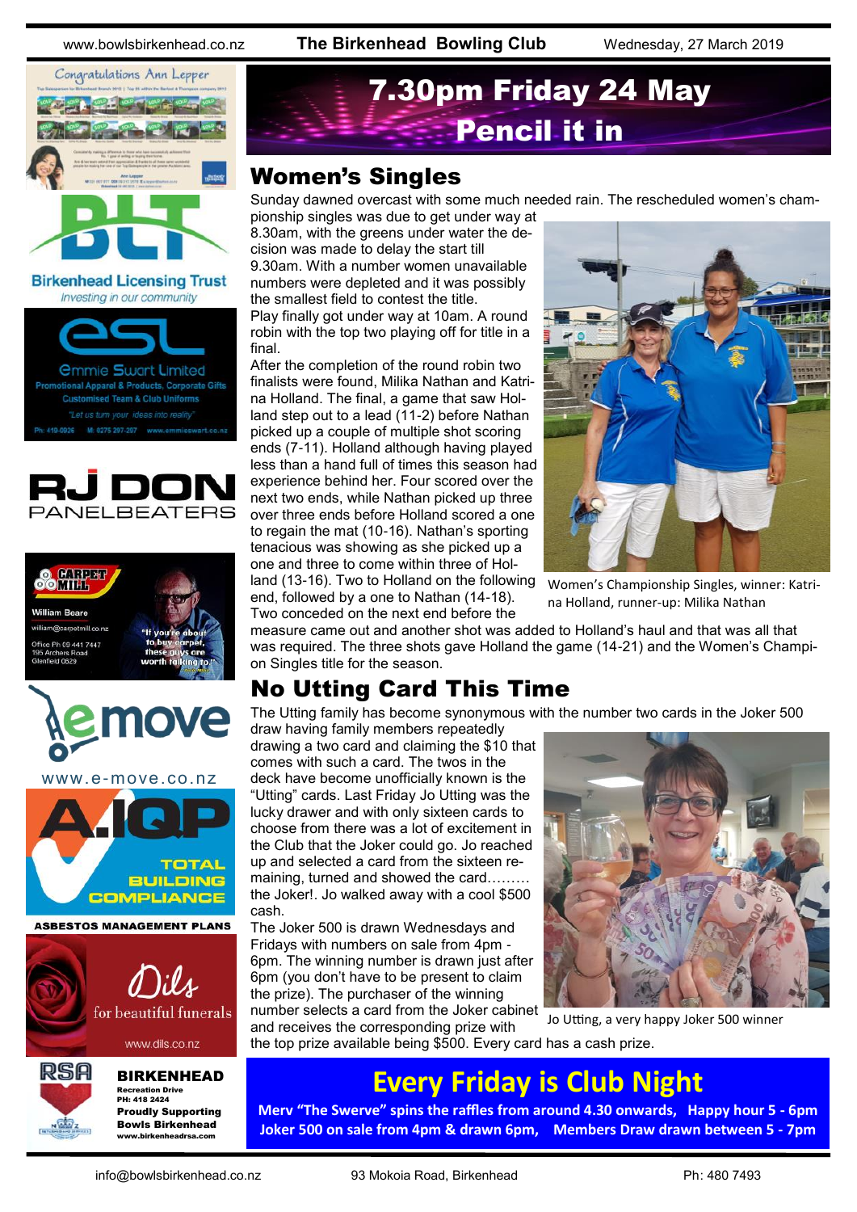# 7.30pm Friday 24 May
# Pencil it in

## Women's Singles

Sunday dawned overcast with some much needed rain. The rescheduled women's championship singles was due to get under way at 8.30am, with the greens under water the decision was made to delay the start till 9.30am. With a number women unavailable numbers were depleted and it was possibly the smallest field to contest the title.

Play finally got under way at 10am. A round robin with the top two playing off for title in a final.

After the completion of the round robin two finalists were found, Milika Nathan and Katrina Holland. The final, a game that saw Holland step out to a lead (11-2) before Nathan picked up a couple of multiple shot scoring ends (7-11). Holland although having played less than a hand full of times this season had experience behind her. Four scored over the next two ends, while Nathan picked up three over three ends before Holland scored a one to regain the mat (10-16). Nathan's sporting tenacious was showing as she picked up a one and three to come within three of Holland (13-16). Two to Holland on the following end, followed by a one to Nathan (14-18). Two conceded on the next end before the measure came out and another shot was added to Holland's haul and that was all that was required. The three shots gave Holland the game (14-21) and the Women's Championship Singles title for the season.

Women's Championship Singles, winner: Katrina Holland, runner-up: Milika Nathan

## No Utting Card This Time

The Utting family has become synonymous with the number two cards in the Joker 500 draw having family members repeatedly drawing a two card and claiming the $10 that comes with such a card. The twos in the deck have become unofficially known is the "Utting" cards. Last Friday Jo Utting was the lucky drawer and with only sixteen cards to choose from there was a lot of excitement in the Club that the Joker could go. Jo reached up and selected a card from the sixteen remaining, turned and showed the card……… the Joker!. Jo walked away with a cool $500 cash.

The Joker 500 is drawn Wednesdays and Fridays with numbers on sale from 4pm - 6pm. The winning number is drawn just after 6pm (you don't have to be present to claim the prize). The purchaser of the winning number selects a card from the Joker cabinet and receives the corresponding prize with the top prize available being $500. Every card has a cash prize.

Jo Utting, a very happy Joker 500 winner

## Every Friday is Club Night

Merv "The Swerve" spins the raffles from around 4.30 onwards, Happy hour 5 - 6pm
Joker 500 on sale from 4pm & drawn 6pm, Members Draw drawn between 5 - 7pm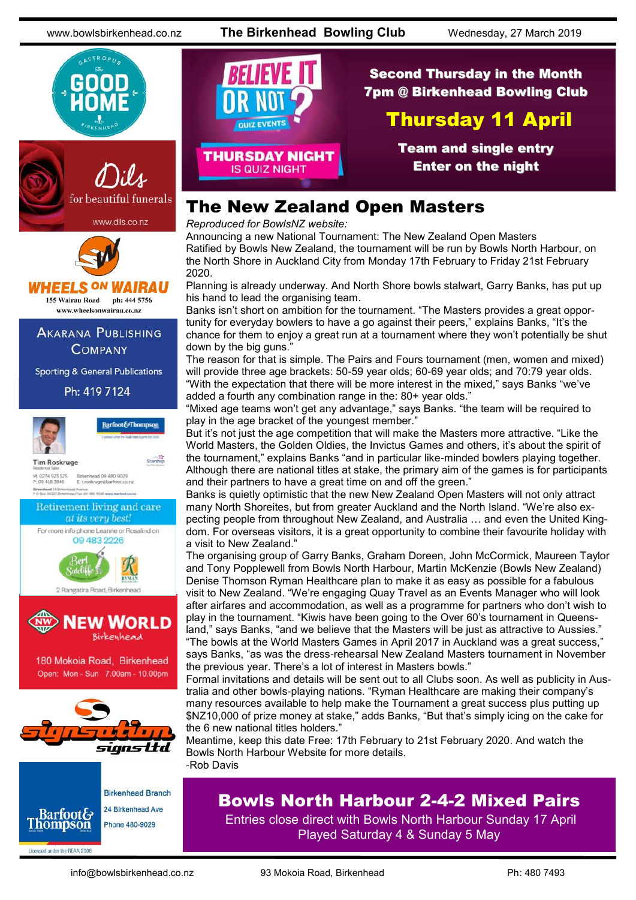**Second Thursday in the Month**
**7pm @ Birkenhead Bowling Club**

**Thursday 11 April**

**Team and single entry**
**Enter on the night**

BELIEVE IT OR NOT? QUIZ EVENTS
THURSDAY NIGHT IS QUIZ NIGHT

## The New Zealand Open Masters

*Reproduced for BowlsNZ website:*

Announcing a new National Tournament: The New Zealand Open Masters

Ratified by Bowls New Zealand, the tournament will be run by Bowls North Harbour, on the North Shore in Auckland City from Monday 17th February to Friday 21st February 2020.

Planning is already underway. And North Shore bowls stalwart, Garry Banks, has put up his hand to lead the organising team.

Banks isn't short on ambition for the tournament. "The Masters provides a great opportunity for everyday bowlers to have a go against their peers," explains Banks, "It's the chance for them to enjoy a great run at a tournament where they won't potentially be shut down by the big guns."

The reason for that is simple. The Pairs and Fours tournament (men, women and mixed) will provide three age brackets: 50-59 year olds; 60-69 year olds; and 70:79 year olds. "With the expectation that there will be more interest in the mixed," says Banks "we've added a fourth any combination range in the: 80+ year olds."

"Mixed age teams won't get any advantage," says Banks. "the team will be required to play in the age bracket of the youngest member."

But it's not just the age competition that will make the Masters more attractive. "Like the World Masters, the Golden Oldies, the Invictus Games and others, it's about the spirit of the tournament," explains Banks "and in particular like-minded bowlers playing together. Although there are national titles at stake, the primary aim of the games is for participants and their partners to have a great time on and off the green."

Banks is quietly optimistic that the new New Zealand Open Masters will not only attract many North Shoreites, but from greater Auckland and the North Island. "We're also expecting people from throughout New Zealand, and Australia … and even the United Kingdom. For overseas visitors, it is a great opportunity to combine their favourite holiday with a visit to New Zealand."

The organising group of Garry Banks, Graham Doreen, John McCormick, Maureen Taylor and Tony Popplewell from Bowls North Harbour, Martin McKenzie (Bowls New Zealand) Denise Thomson Ryman Healthcare plan to make it as easy as possible for a fabulous visit to New Zealand. "We're engaging Quay Travel as an Events Manager who will look after airfares and accommodation, as well as a programme for partners who don't wish to play in the tournament. "Kiwis have been going to the Over 60's tournament in Queensland," says Banks, "and we believe that the Masters will be just as attractive to Aussies." "The bowls at the World Masters Games in April 2017 in Auckland was a great success," says Banks, "as was the dress-rehearsal New Zealand Masters tournament in November the previous year. There's a lot of interest in Masters bowls."

Formal invitations and details will be sent out to all Clubs soon. As well as publicity in Australia and other bowls-playing nations. "Ryman Healthcare are making their company's many resources available to help make the Tournament a great success plus putting up $NZ10,000 of prize money at stake," adds Banks, "But that's simply icing on the cake for the 6 new national titles holders."

Meantime, keep this date Free: 17th February to 21st February 2020. And watch the Bowls North Harbour Website for more details.

-Rob Davis

## Bowls North Harbour 2-4-2 Mixed Pairs

Entries close direct with Bowls North Harbour Sunday 17 April
Played Saturday 4 & Sunday 5 May

Gastropub The Good Home Birkenhead

Dils for beautiful funerals
www.dils.co.nz

WHEELS ON WAIRAU
155 Wairau Road ph: 444 5756
www.wheelsonwairau.co.nz

AKARANA PUBLISHING COMPANY
Sporting & General Publications
Ph: 419 7124

Barfoot & Thompson
Tim Roskrugе
M: 0274 923 125 Birkenhead 09 480 9029
P: 09 418 3846 E: t.roskruge@barfoot.co.nz

Retirement living and care *at its very best!*
For more info phone Leanne or Rosalind on
09 483 2226
Bert Sutcliffe — Ryman
2 Rangatira Road, Birkenhead

NEW WORLD Birkenhead
180 Mokoia Road, Birkenhead
Open: Mon - Sun 7.00am - 10.00pm

signsation signs ltd

Barfoot & Thompson
Birkenhead Branch
24 Birkenhead Ave
Phone 480-9029
Licensed under the REAA 2008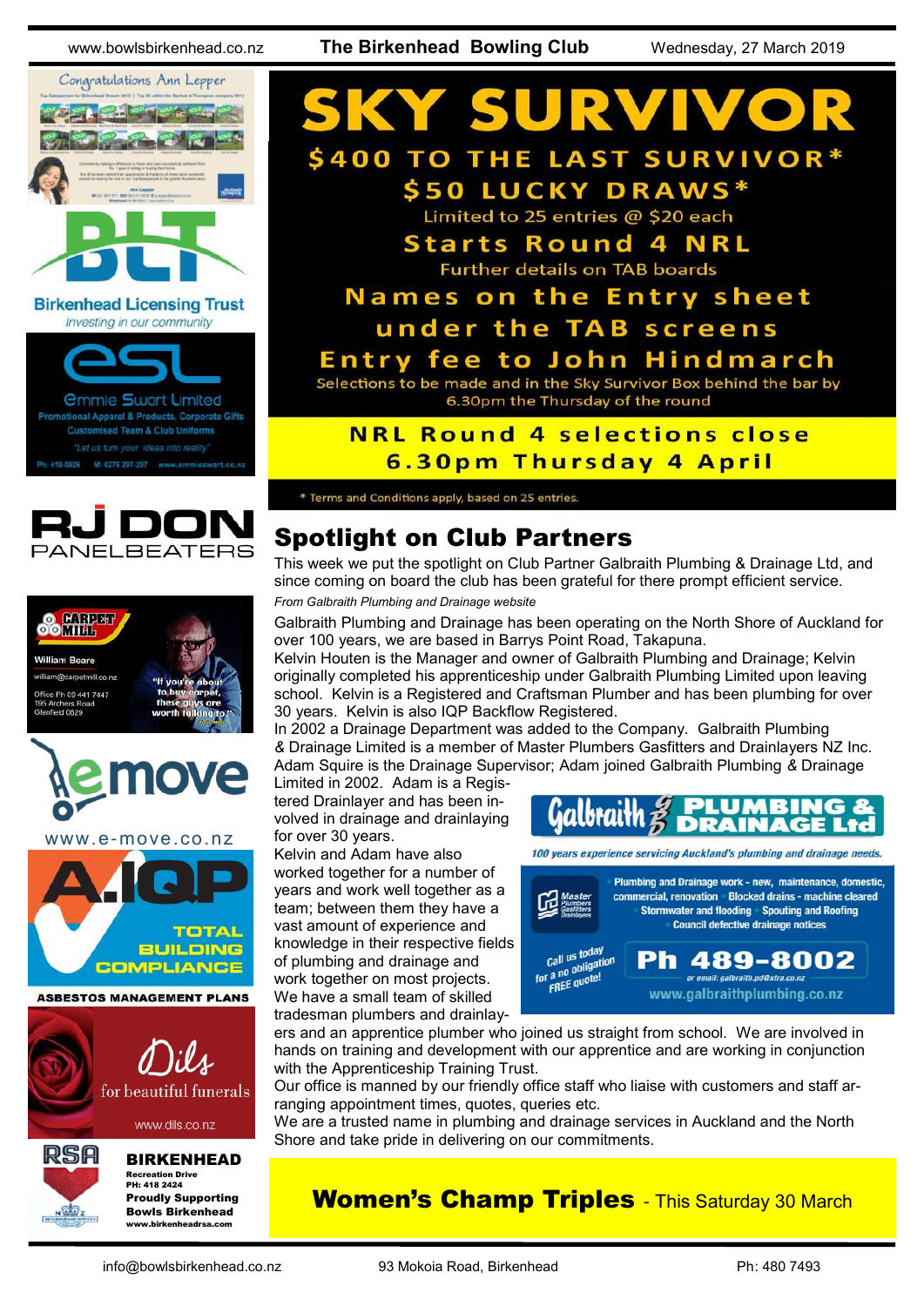# SKY SURVIVOR

**$400 TO THE LAST SURVIVOR***

**$50 LUCKY DRAWS***

Limited to 25 entries @ $20 each

**Starts Round 4 NRL**

Further details on TAB boards

**Names on the Entry sheet under the TAB screens**

**Entry fee to John Hindmarch**

Selections to be made and in the Sky Survivor Box behind the bar by 6.30pm the Thursday of the round

**NRL Round 4 selections close 6.30pm Thursday 4 April**

* Terms and Conditions apply, based on 25 entries.

## Spotlight on Club Partners

This week we put the spotlight on Club Partner Galbraith Plumbing & Drainage Ltd, and since coming on board the club has been grateful for there prompt efficient service.

*From Galbraith Plumbing and Drainage website*

Galbraith Plumbing and Drainage has been operating on the North Shore of Auckland for over 100 years, we are based in Barrys Point Road, Takapuna.

Kelvin Houten is the Manager and owner of Galbraith Plumbing and Drainage; Kelvin originally completed his apprenticeship under Galbraith Plumbing Limited upon leaving school. Kelvin is a Registered and Craftsman Plumber and has been plumbing for over 30 years. Kelvin is also IQP Backflow Registered.

In 2002 a Drainage Department was added to the Company. Galbraith Plumbing & Drainage Limited is a member of Master Plumbers Gasfitters and Drainlayers NZ Inc.

Adam Squire is the Drainage Supervisor; Adam joined Galbraith Plumbing & Drainage Limited in 2002. Adam is a Registered Drainlayer and has been involved in drainage and drainlaying for over 30 years.

Kelvin and Adam have also worked together for a number of years and work well together as a team; between them they have a vast amount of experience and knowledge in their respective fields of plumbing and drainage and work together on most projects.

We have a small team of skilled tradesman plumbers and drainlayers and an apprentice plumber who joined us straight from school. We are involved in hands on training and development with our apprentice and are working in conjunction with the Apprenticeship Training Trust.

Our office is manned by our friendly office staff who liaise with customers and staff arranging appointment times, quotes, queries etc.

We are a trusted name in plumbing and drainage services in Auckland and the North Shore and take pride in delivering on our commitments.

**Galbraith PLUMBING & DRAINAGE Ltd**

*100 years experience servicing Auckland's plumbing and drainage needs.*

Master Plumbers Gasfitters Drainlayers

Plumbing and Drainage work - new, maintenance, domestic, commercial, renovation · Blocked drains - machine cleared · Stormwater and flooding · Spouting and Roofing · Council defective drainage notices

Call us today for a no obligation FREE quote!

**Ph 489-8002**

or email: galbraith.pd@xtra.co.nz

www.galbraithplumbing.co.nz

## Women's Champ Triples - This Saturday 30 March

Congratulations Ann Lepper

**BLT** Birkenhead Licensing Trust — *Investing in our community*

**esl** Emmie Swart Limited — Promotional Apparel & Products, Corporate Gifts, Customised Team & Club Uniforms — "Let us turn your ideas into reality" — Ph: 410-0026 M: 0275 297-297 www.emmieswart.co.nz

**RJ DON** PANELBEATERS

**CARPET MILL** — William Beare — william@carpetmill.co.nz — Office Ph 09 441 7447 — 195 Archers Road, Glenfield 0629 — "If you're about to buy carpet, these guys are worth talking to!"

**emove** — www.e-move.co.nz

**A.IQP** — TOTAL BUILDING COMPLIANCE — ASBESTOS MANAGEMENT PLANS

**Dils** for beautiful funerals — www.dils.co.nz

**RSA BIRKENHEAD** — Recreation Drive — PH: 418 2424 — Proudly Supporting Bowls Birkenhead — www.birkenheadrsa.com